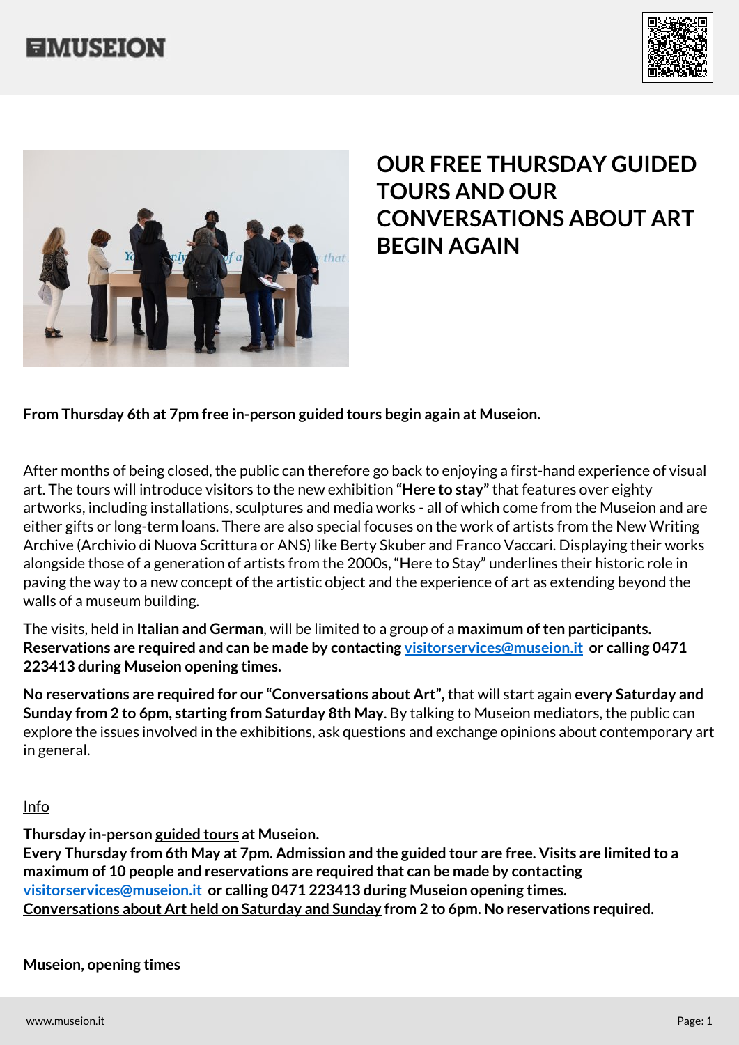# OUR FREE THURSDAY GUIDED TOURS AND OUR CONVERSATIONS ABOUT ART BEGIN AGAIN

**From Thursday 6th at 7pm free in-person guided tours begin again at Museion.**

After months of being closed, the public can therefore go back to enjoying a first-hand experience of visual art. The tours will introduce visitors to the new exhibition **"Here to stay"** that features over eighty artworks, including installations, sculptures and media works - all of which come from the Museion and are either gifts or long-term loans. There are also special focuses on the work of artists from the New Writing Archive (Archivio di Nuova Scrittura or ANS) like Berty Skuber and Franco Vaccari. Displaying their works alongside those of a generation of artists from the 2000s, "Here to Stay" underlines their historic role in paving the way to a new concept of the artistic object and the experience of art as extending beyond the walls of a museum building.

The visits, held in **Italian and German**, will be limited to a group of a **maximum of ten participants. Reservations are required and can be made by contacting [visitorservices@museion.it](mailto:visitorservices@museion.it) or calling 0471 223413 during Museion opening times.**

**No reservations are required for our "Conversations about Art",** that will start again **every Saturday and Sunday from 2 to 6pm, starting from Saturday 8th May**. By talking to Museion mediators, the public can explore the issues involved in the exhibitions, ask questions and exchange opinions about contemporary art in general.

Info

**Thursday in-person guided tours at Museion.**
**Every Thursday from 6th May at 7pm. Admission and the guided tour are free. Visits are limited to a maximum of 10 people and reservations are required that can be made by contacting [visitorservices@museion.it](mailto:visitorservices@museion.it) or calling 0471 223413 during Museion opening times.**
**Conversations about Art held on Saturday and Sunday from 2 to 6pm. No reservations required.**

**Museion, opening times**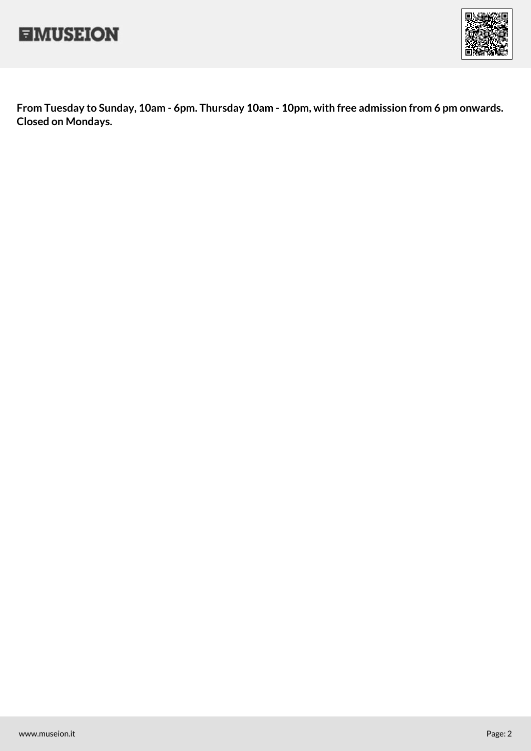**From Tuesday to Sunday, 10am - 6pm. Thursday 10am - 10pm, with free admission from 6 pm onwards. Closed on Mondays.**